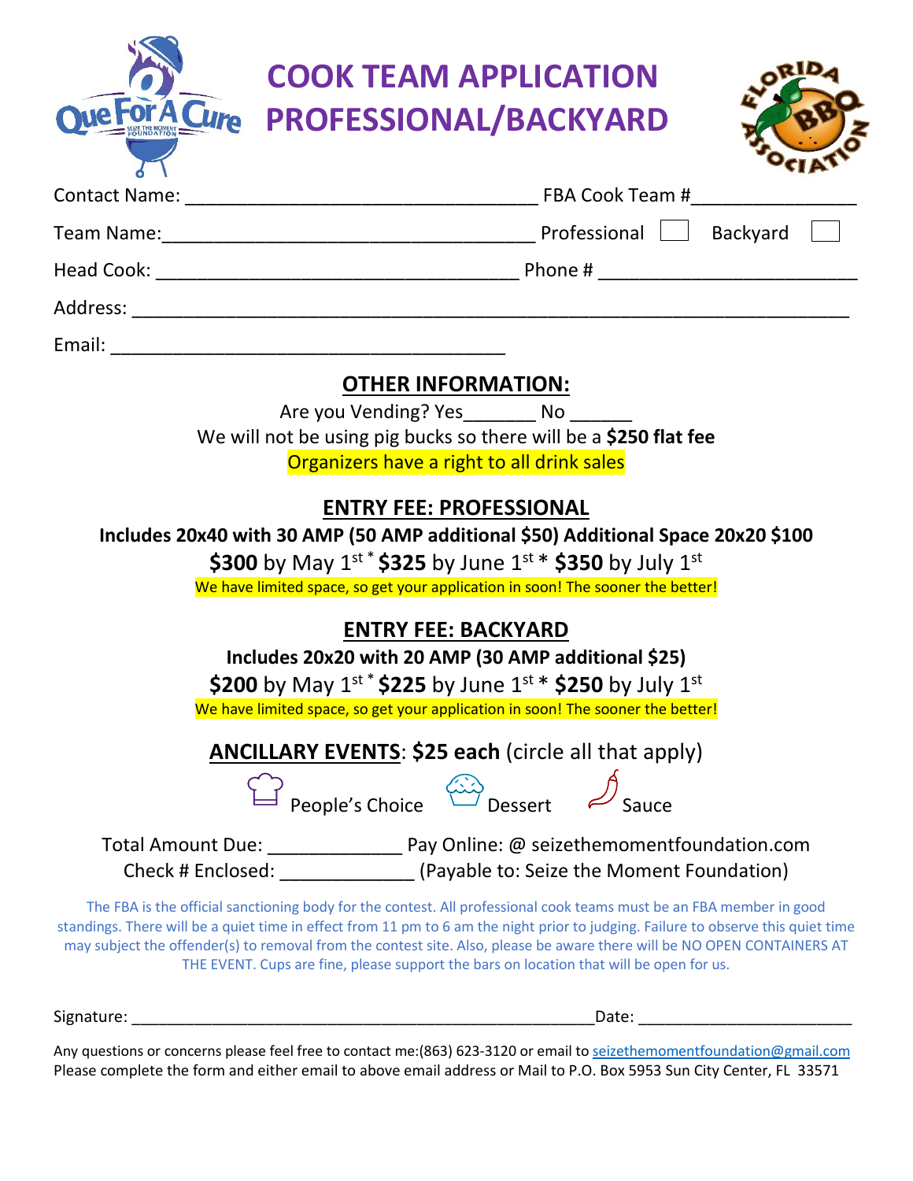# COOK TEAM APPLICATION PROFESSIONAL/BACKYARD

Contact Name: ________________________________ FBA Cook Team #_______________

Team Name:__________________________________ Professional ☐ Backyard ☐

Head Cook: _________________________________ Phone # _______________________

Address: _______________________________________________________________

Email: ____________________________________

## OTHER INFORMATION:

Are you Vending? Yes_______ No ______

We will not be using pig bucks so there will be a **$250 flat fee**

Organizers have a right to all drink sales

## ENTRY FEE: PROFESSIONAL

**Includes 20x40 with 30 AMP (50 AMP additional $50) Additional Space 20x20 $100**

**$300** by May 1st * **$325** by June 1st * **$350** by July 1st

We have limited space, so get your application in soon! The sooner the better!

## ENTRY FEE: BACKYARD

**Includes 20x20 with 20 AMP (30 AMP additional $25)**

**$200** by May 1st * **$225** by June 1st * **$250** by July 1st

We have limited space, so get your application in soon! The sooner the better!

**ANCILLARY EVENTS**: **$25 each** (circle all that apply)

People's Choice     Dessert     Sauce

Total Amount Due: ____________ Pay Online: @ seizethemomentfoundation.com

Check # Enclosed: ____________ (Payable to: Seize the Moment Foundation)

The FBA is the official sanctioning body for the contest. All professional cook teams must be an FBA member in good standings. There will be a quiet time in effect from 11 pm to 6 am the night prior to judging. Failure to observe this quiet time may subject the offender(s) to removal from the contest site. Also, please be aware there will be NO OPEN CONTAINERS AT THE EVENT. Cups are fine, please support the bars on location that will be open for us.

Signature: ______________________________________________ Date: ______________________

Any questions or concerns please feel free to contact me:(863) 623-3120 or email to seizethemomentfoundation@gmail.com
Please complete the form and either email to above email address or Mail to P.O. Box 5953 Sun City Center, FL 33571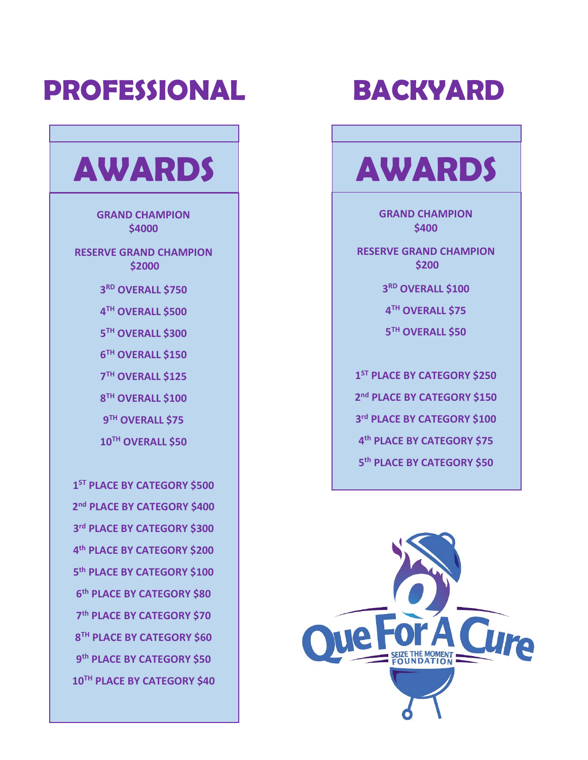# PROFESSIONAL

## AWARDS

**GRAND CHAMPION**
**$4000**

**RESERVE GRAND CHAMPION**
**$2000**

**3RD OVERALL $750**

**4TH OVERALL $500**

**5TH OVERALL $300**

**6TH OVERALL $150**

**7TH OVERALL $125**

**8TH OVERALL $100**

**9TH OVERALL $75**

**10TH OVERALL $50**

**1ST PLACE BY CATEGORY $500**

**2nd PLACE BY CATEGORY $400**

**3rd PLACE BY CATEGORY $300**

**4th PLACE BY CATEGORY $200**

**5th PLACE BY CATEGORY $100**

**6th PLACE BY CATEGORY $80**

**7th PLACE BY CATEGORY $70**

**8TH PLACE BY CATEGORY $60**

**9th PLACE BY CATEGORY $50**

**10TH PLACE BY CATEGORY $40**

# BACKYARD

## AWARDS

**GRAND CHAMPION**
**$400**

**RESERVE GRAND CHAMPION**
**$200**

**3RD OVERALL $100**

**4TH OVERALL $75**

**5TH OVERALL $50**

**1ST PLACE BY CATEGORY $250**

**2nd PLACE BY CATEGORY $150**

**3rd PLACE BY CATEGORY $100**

**4th PLACE BY CATEGORY $75**

**5th PLACE BY CATEGORY $50**

Que For A Cure
SEIZE THE MOMENT FOUNDATION